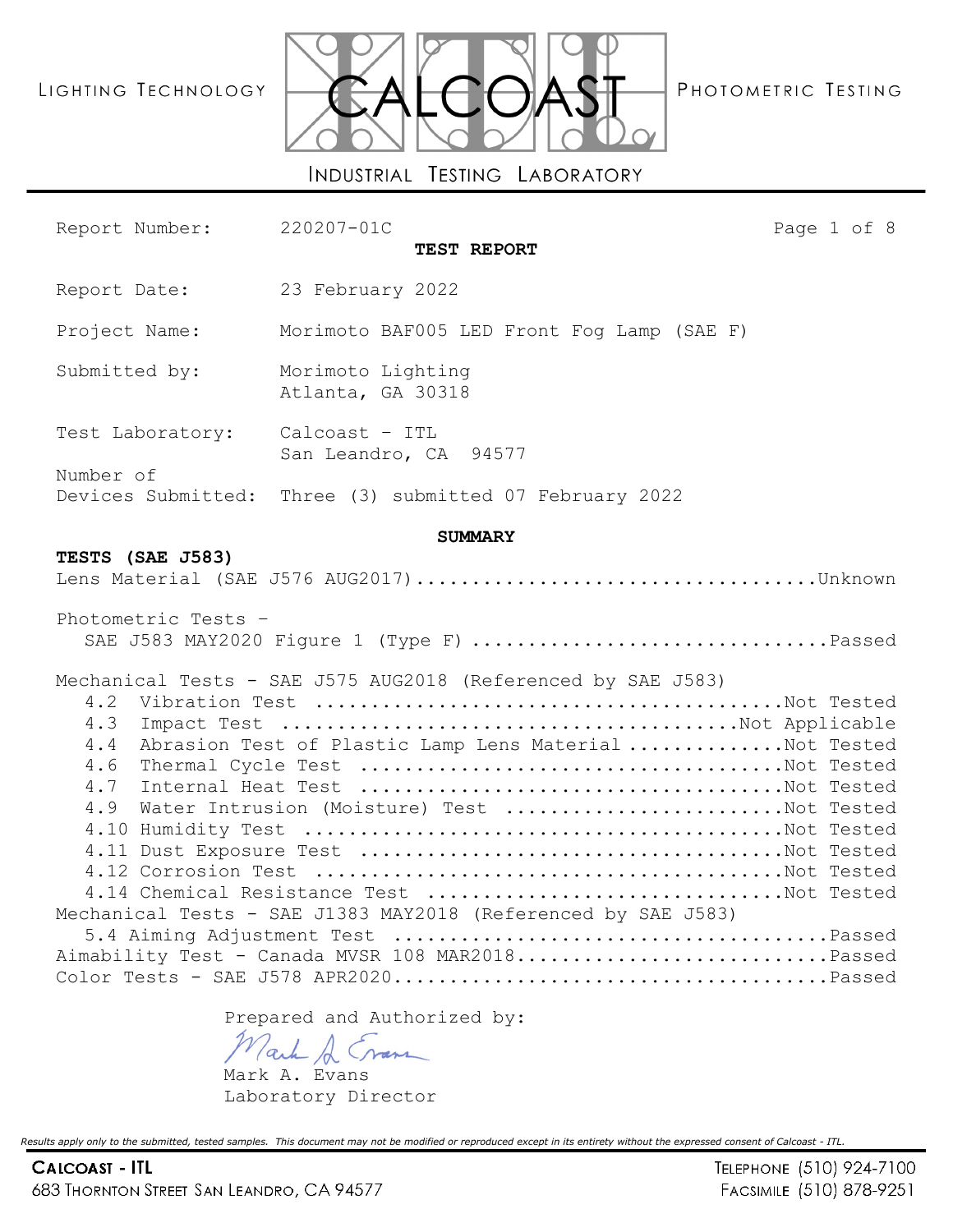LIGHTING TECHNOLOGY — CALCOAST — PHOTOMETRIC TESTING

INDUSTRIAL TESTING LABORATORY

# TEST REPORT

| | |
|---|---|
| Report Number: | 220207-01C |
| Report Date: | 23 February 2022 |
| Project Name: | Morimoto BAF005 LED Front Fog Lamp (SAE F) |
| Submitted by: | Morimoto Lighting<br>Atlanta, GA 30318 |
| Test Laboratory: | Calcoast – ITL<br>San Leandro, CA 94577 |
| Number of Devices Submitted: | Three (3) submitted 07 February 2022 |

## SUMMARY

**TESTS (SAE J583)**

Lens Material (SAE J576 AUG2017) .................................... Unknown

Photometric Tests –
- SAE J583 MAY2020 Figure 1 (Type F) ................................ Passed

Mechanical Tests - SAE J575 AUG2018 (Referenced by SAE J583)
- 4.2 Vibration Test ........................................ Not Tested
- 4.3 Impact Test ........................................ Not Applicable
- 4.4 Abrasion Test of Plastic Lamp Lens Material .............. Not Tested
- 4.6 Thermal Cycle Test ........................................ Not Tested
- 4.7 Internal Heat Test ........................................ Not Tested
- 4.9 Water Intrusion (Moisture) Test .......................... Not Tested
- 4.10 Humidity Test ........................................ Not Tested
- 4.11 Dust Exposure Test ........................................ Not Tested
- 4.12 Corrosion Test ........................................ Not Tested
- 4.14 Chemical Resistance Test ................................ Not Tested

Mechanical Tests - SAE J1383 MAY2018 (Referenced by SAE J583)
- 5.4 Aiming Adjustment Test ........................................ Passed

Aimability Test - Canada MVSR 108 MAR2018 ............................ Passed

Color Tests - SAE J578 APR2020 ........................................ Passed

Prepared and Authorized by:

Mark A. Evans
Laboratory Director

*Results apply only to the submitted, tested samples. This document may not be modified or reproduced except in its entirety without the expressed consent of Calcoast - ITL.*

**CALCOAST - ITL**
683 Thornton Street San Leandro, CA 94577
Telephone (510) 924-7100
Facsimile (510) 878-9251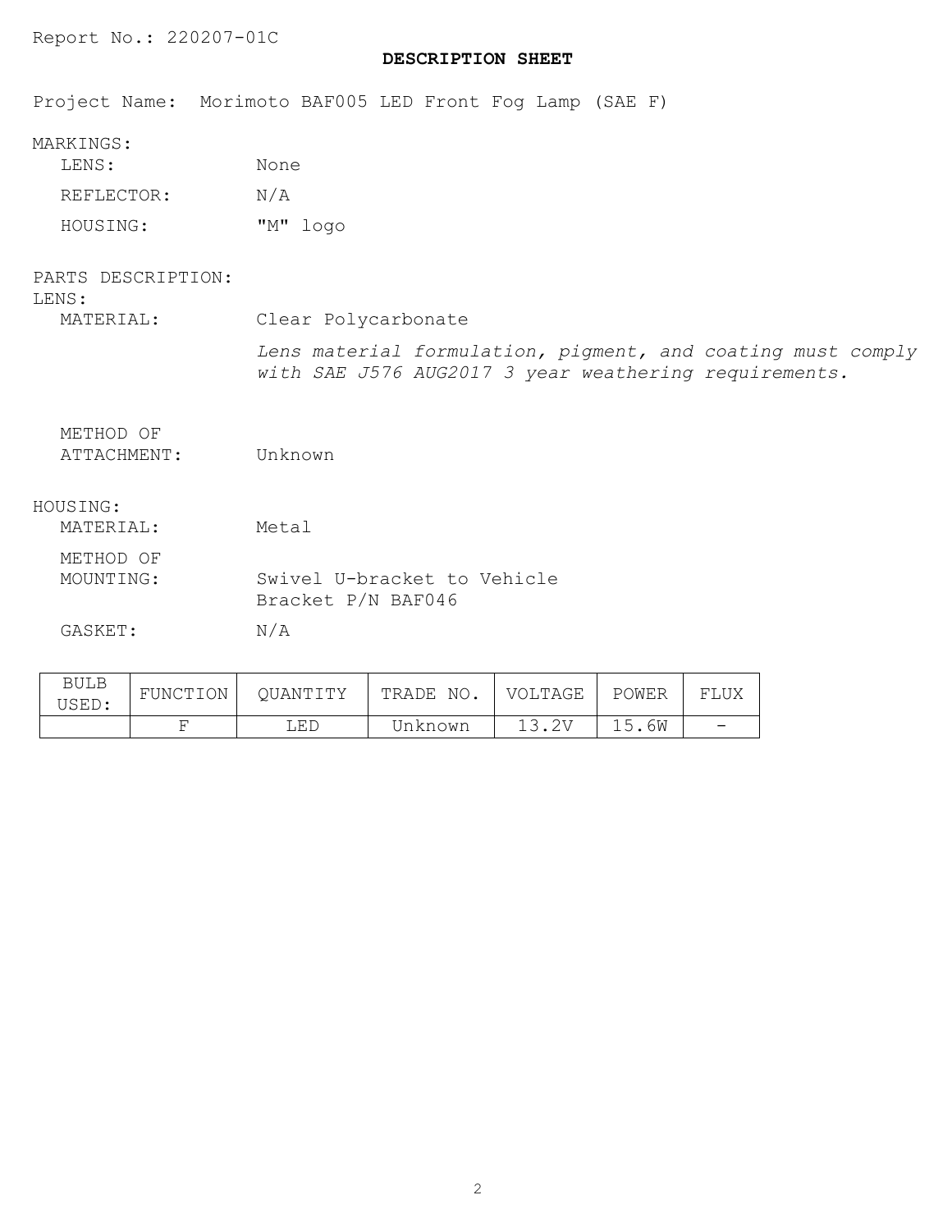Report No.: 220207-01C

## DESCRIPTION SHEET

Project Name: Morimoto BAF005 LED Front Fog Lamp (SAE F)

MARKINGS:

- LENS: None
- REFLECTOR: N/A
- HOUSING: "M" logo

PARTS DESCRIPTION:

LENS:

- MATERIAL: Clear Polycarbonate

  *Lens material formulation, pigment, and coating must comply with SAE J576 AUG2017 3 year weathering requirements.*

- METHOD OF ATTACHMENT: Unknown

HOUSING:

- MATERIAL: Metal
- METHOD OF MOUNTING: Swivel U-bracket to Vehicle Bracket P/N BAF046
- GASKET: N/A

| BULB USED: | FUNCTION | QUANTITY | TRADE NO. | VOLTAGE | POWER | FLUX |
|---|---|---|---|---|---|---|
| | F | LED | Unknown | 13.2V | 15.6W | - |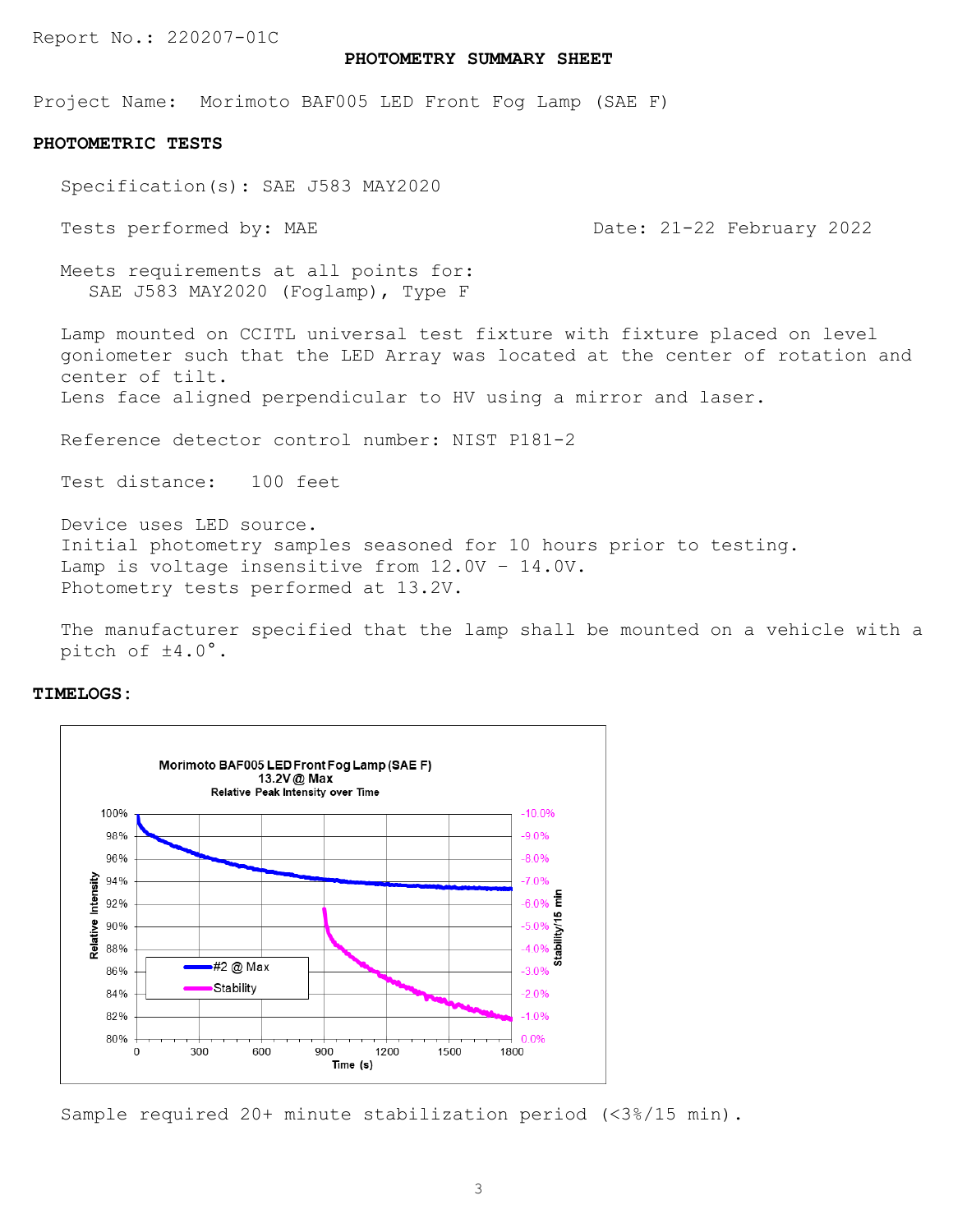Report No.: 220207-01C

## PHOTOMETRY SUMMARY SHEET

Project Name: Morimoto BAF005 LED Front Fog Lamp (SAE F)

### PHOTOMETRIC TESTS

Specification(s): SAE J583 MAY2020

Tests performed by: MAE　　　　　　Date: 21-22 February 2022

Meets requirements at all points for:
SAE J583 MAY2020 (Foglamp), Type F

Lamp mounted on CCITL universal test fixture with fixture placed on level goniometer such that the LED Array was located at the center of rotation and center of tilt.
Lens face aligned perpendicular to HV using a mirror and laser.

Reference detector control number: NIST P181-2

Test distance: 100 feet

Device uses LED source.
Initial photometry samples seasoned for 10 hours prior to testing.
Lamp is voltage insensitive from 12.0V – 14.0V.
Photometry tests performed at 13.2V.

The manufacturer specified that the lamp shall be mounted on a vehicle with a pitch of ±4.0°.

### TIMELOGS:

Morimoto BAF005 LED Front Fog Lamp (SAE F)
13.2V @ Max
Relative Peak Intensity over Time

Sample required 20+ minute stabilization period (<3%/15 min).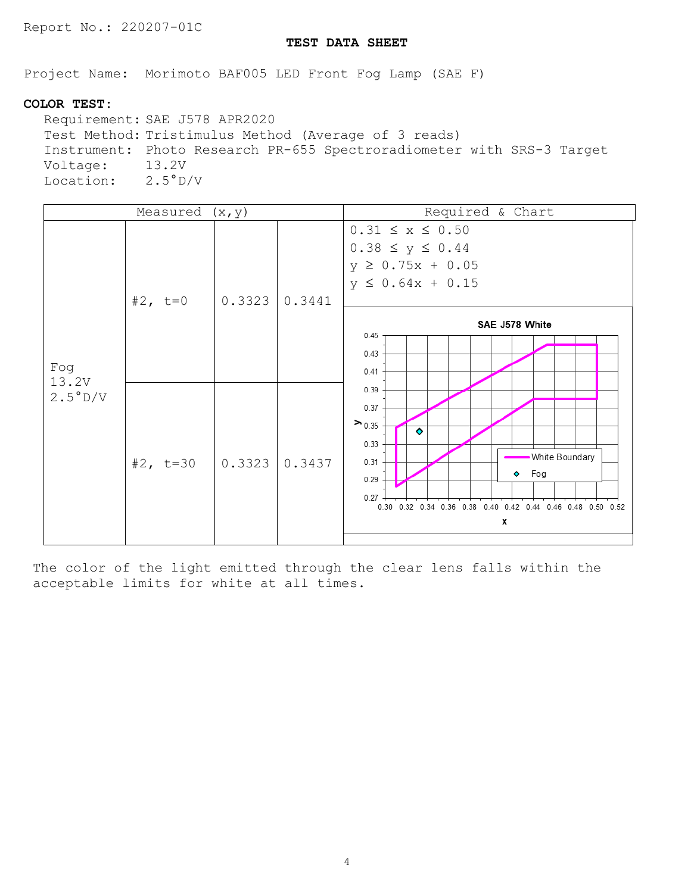Report No.: 220207-01C

# TEST DATA SHEET

Project Name: Morimoto BAF005 LED Front Fog Lamp (SAE F)

**COLOR TEST:**

Requirement: SAE J578 APR2020
Test Method: Tristimulus Method (Average of 3 reads)
Instrument: Photo Research PR-655 Spectroradiometer with SRS-3 Target
Voltage: 13.2V
Location: 2.5°D/V

| Measured (x,y) | | | | Required & Chart |
|---|---|---|---|---|
| Fog 13.2V 2.5°D/V | #2, t=0 | 0.3323 | 0.3441 | $0.31 \le x \le 0.50$<br>$0.38 \le y \le 0.44$<br>$y \ge 0.75x + 0.05$<br>$y \le 0.64x + 0.15$ |
| | #2, t=30 | 0.3323 | 0.3437 | SAE J578 White (chart: White Boundary, Fog; x axis 0.30–0.52, y axis 0.27–0.45) |

The color of the light emitted through the clear lens falls within the acceptable limits for white at all times.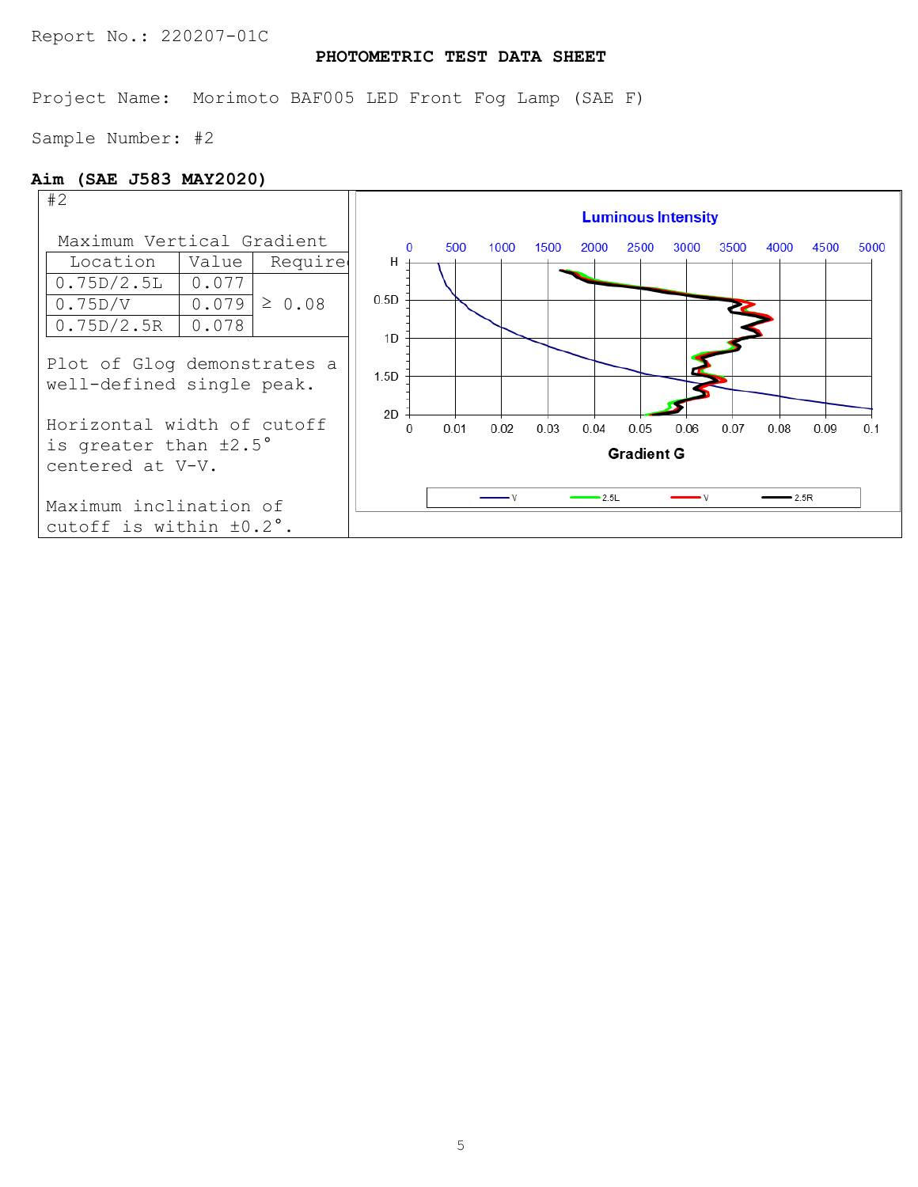Report No.: 220207-01C

**PHOTOMETRIC TEST DATA SHEET**

Project Name: Morimoto BAF005 LED Front Fog Lamp (SAE F)

Sample Number: #2

**Aim (SAE J583 MAY2020)**

#2

Maximum Vertical Gradient

| Location | Value | Required |
|---|---|---|
| 0.75D/2.5L | 0.077 | ≥ 0.08 |
| 0.75D/V | 0.079 | |
| 0.75D/2.5R | 0.078 | |

Plot of Glog demonstrates a well-defined single peak.

Horizontal width of cutoff is greater than ±2.5° centered at V-V.

Maximum inclination of cutoff is within ±0.2°.

Luminous Intensity

Gradient G

V, 2.5L, V, 2.5R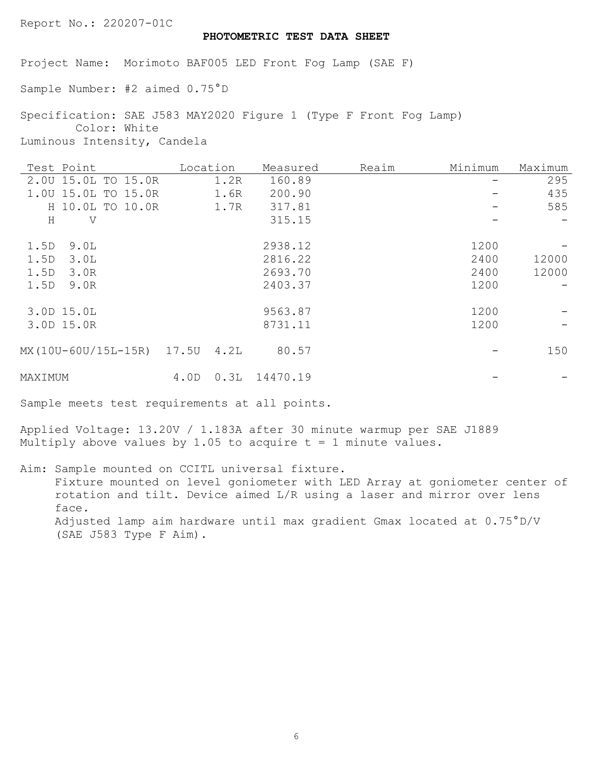Report No.: 220207-01C

**PHOTOMETRIC TEST DATA SHEET**

Project Name: Morimoto BAF005 LED Front Fog Lamp (SAE F)

Sample Number: #2 aimed 0.75°D

Specification: SAE J583 MAY2020 Figure 1 (Type F Front Fog Lamp)
Color: White
Luminous Intensity, Candela

| Test Point | Location | Measured | Reaim | Minimum | Maximum |
|---|---|---|---|---|---|
| 2.0U 15.0L TO 15.0R | 1.2R | 160.89 | | - | 295 |
| 1.0U 15.0L TO 15.0R | 1.6R | 200.90 | | - | 435 |
| H 10.0L TO 10.0R | 1.7R | 317.81 | | - | 585 |
| H V | | 315.15 | | - | - |
| 1.5D 9.0L | | 2938.12 | | 1200 | - |
| 1.5D 3.0L | | 2816.22 | | 2400 | 12000 |
| 1.5D 3.0R | | 2693.70 | | 2400 | 12000 |
| 1.5D 9.0R | | 2403.37 | | 1200 | - |
| 3.0D 15.0L | | 9563.87 | | 1200 | - |
| 3.0D 15.0R | | 8731.11 | | 1200 | - |
| MX(10U-60U/15L-15R) | 17.5U 4.2L | 80.57 | | - | 150 |
| MAXIMUM | 4.0D 0.3L | 14470.19 | | - | - |

Sample meets test requirements at all points.

Applied Voltage: 13.20V / 1.183A after 30 minute warmup per SAE J1889
Multiply above values by 1.05 to acquire t = 1 minute values.

Aim: Sample mounted on CCITL universal fixture.
Fixture mounted on level goniometer with LED Array at goniometer center of rotation and tilt. Device aimed L/R using a laser and mirror over lens face.
Adjusted lamp aim hardware until max gradient Gmax located at 0.75°D/V (SAE J583 Type F Aim).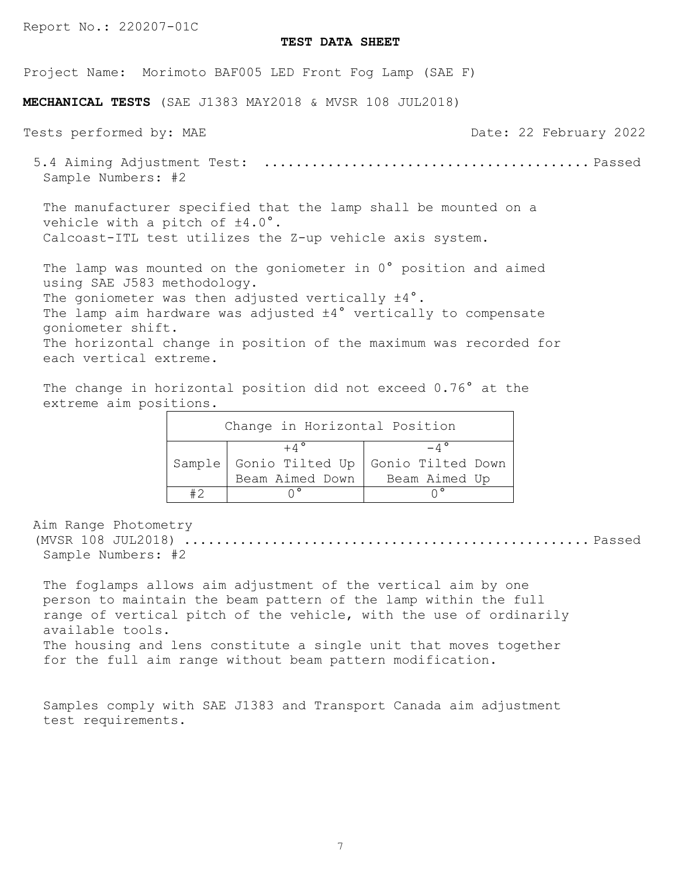Report No.: 220207-01C

**TEST DATA SHEET**

Project Name: Morimoto BAF005 LED Front Fog Lamp (SAE F)

**MECHANICAL TESTS** (SAE J1383 MAY2018 & MVSR 108 JUL2018)

Tests performed by: MAE    Date: 22 February 2022

5.4 Aiming Adjustment Test: ........................................ Passed
Sample Numbers: #2

The manufacturer specified that the lamp shall be mounted on a vehicle with a pitch of ±4.0°.
Calcoast-ITL test utilizes the Z-up vehicle axis system.

The lamp was mounted on the goniometer in 0° position and aimed using SAE J583 methodology.
The goniometer was then adjusted vertically ±4°.
The lamp aim hardware was adjusted ±4° vertically to compensate goniometer shift.
The horizontal change in position of the maximum was recorded for each vertical extreme.

The change in horizontal position did not exceed 0.76° at the extreme aim positions.

| Change in Horizontal Position | | |
|---|---|---|
| Sample | +4° Gonio Tilted Up Beam Aimed Down | -4° Gonio Tilted Down Beam Aimed Up |
| #2 | 0° | 0° |

Aim Range Photometry
(MVSR 108 JUL2018) ................................................ Passed
Sample Numbers: #2

The foglamps allows aim adjustment of the vertical aim by one person to maintain the beam pattern of the lamp within the full range of vertical pitch of the vehicle, with the use of ordinarily available tools.
The housing and lens constitute a single unit that moves together for the full aim range without beam pattern modification.

Samples comply with SAE J1383 and Transport Canada aim adjustment test requirements.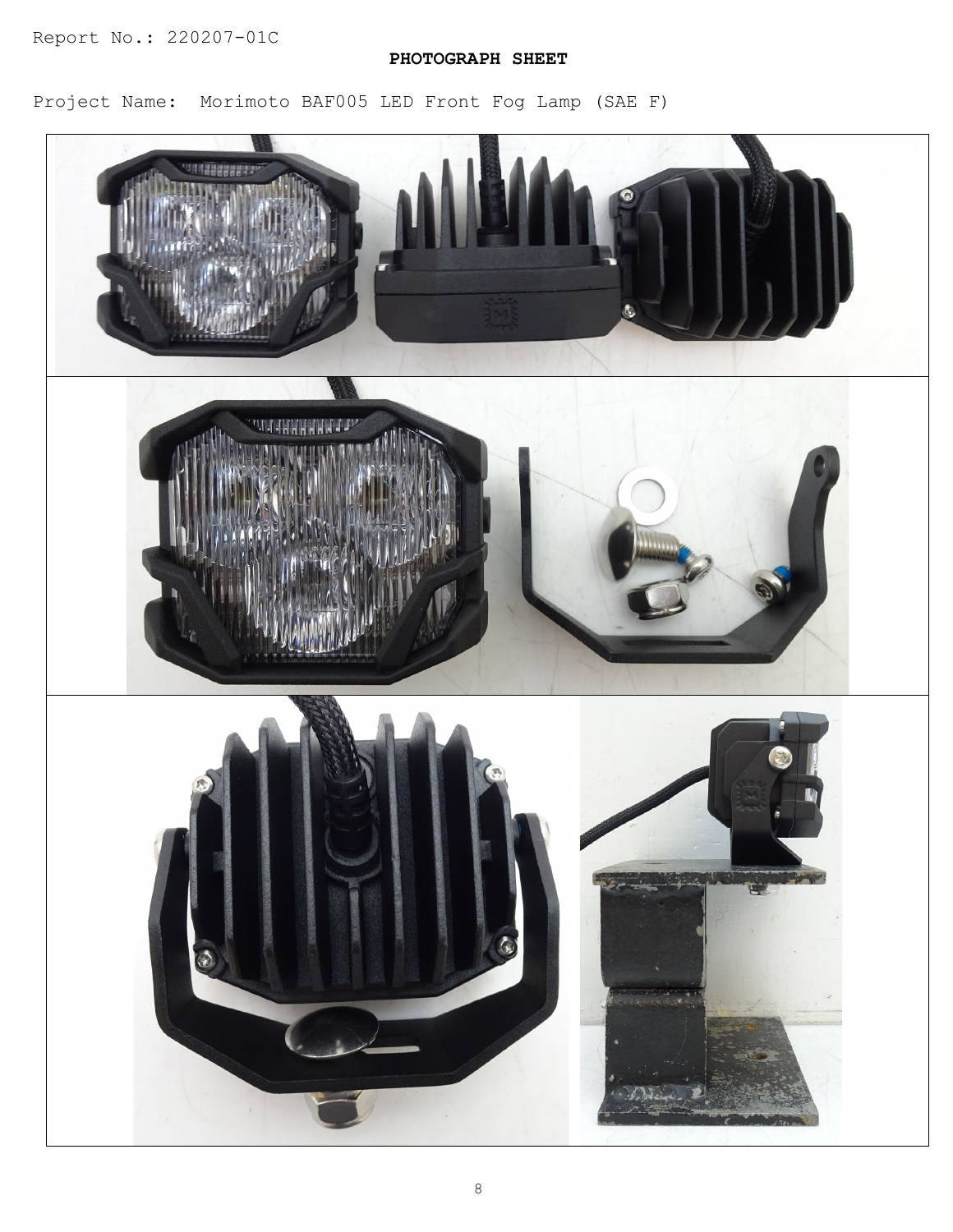Report No.: 220207-01C

**PHOTOGRAPH SHEET**

Project Name: Morimoto BAF005 LED Front Fog Lamp (SAE F)